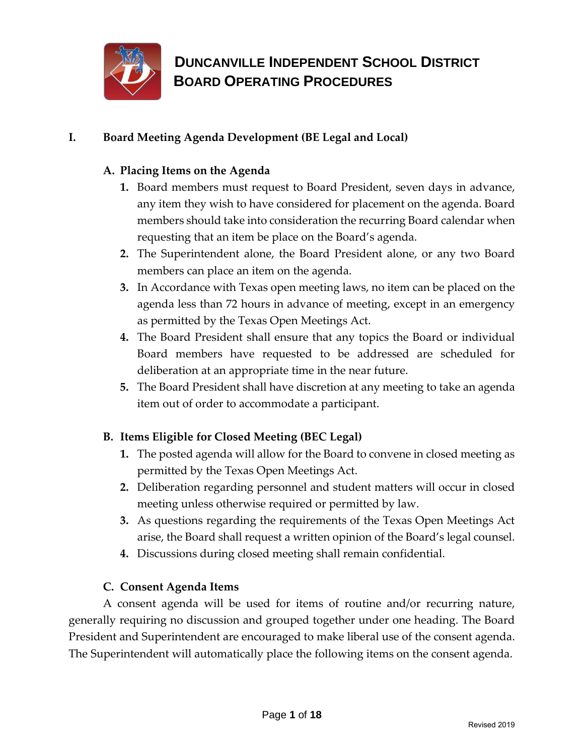# DUNCANVILLE INDEPENDENT SCHOOL DISTRICT
# BOARD OPERATING PROCEDURES

## I. Board Meeting Agenda Development (BE Legal and Local)

### A. Placing Items on the Agenda

1. Board members must request to Board President, seven days in advance, any item they wish to have considered for placement on the agenda. Board members should take into consideration the recurring Board calendar when requesting that an item be place on the Board's agenda.
2. The Superintendent alone, the Board President alone, or any two Board members can place an item on the agenda.
3. In Accordance with Texas open meeting laws, no item can be placed on the agenda less than 72 hours in advance of meeting, except in an emergency as permitted by the Texas Open Meetings Act.
4. The Board President shall ensure that any topics the Board or individual Board members have requested to be addressed are scheduled for deliberation at an appropriate time in the near future.
5. The Board President shall have discretion at any meeting to take an agenda item out of order to accommodate a participant.

### B. Items Eligible for Closed Meeting (BEC Legal)

1. The posted agenda will allow for the Board to convene in closed meeting as permitted by the Texas Open Meetings Act.
2. Deliberation regarding personnel and student matters will occur in closed meeting unless otherwise required or permitted by law.
3. As questions regarding the requirements of the Texas Open Meetings Act arise, the Board shall request a written opinion of the Board's legal counsel.
4. Discussions during closed meeting shall remain confidential.

### C. Consent Agenda Items

A consent agenda will be used for items of routine and/or recurring nature, generally requiring no discussion and grouped together under one heading. The Board President and Superintendent are encouraged to make liberal use of the consent agenda. The Superintendent will automatically place the following items on the consent agenda.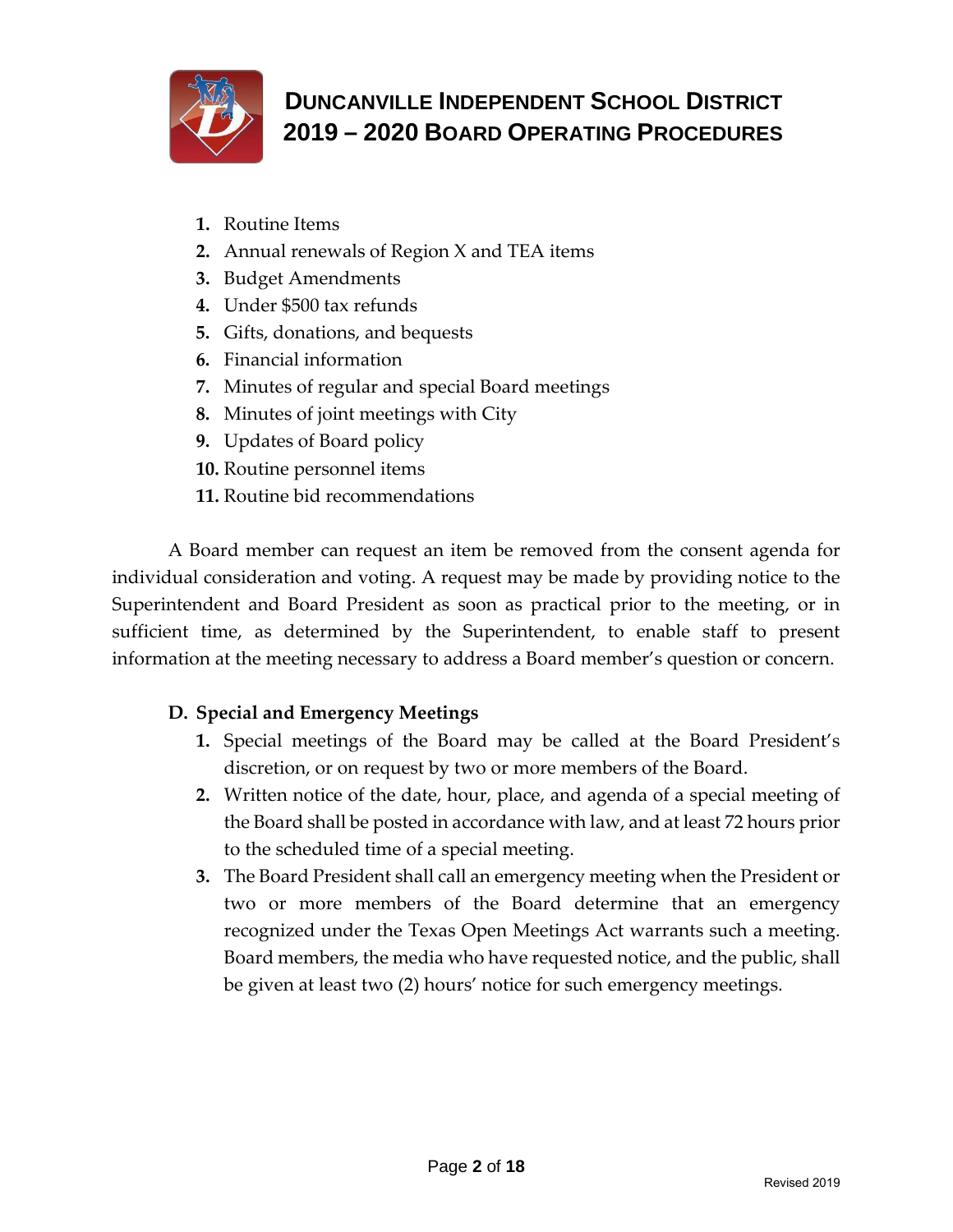1. Routine Items
2. Annual renewals of Region X and TEA items
3. Budget Amendments
4. Under $500 tax refunds
5. Gifts, donations, and bequests
6. Financial information
7. Minutes of regular and special Board meetings
8. Minutes of joint meetings with City
9. Updates of Board policy
10. Routine personnel items
11. Routine bid recommendations

A Board member can request an item be removed from the consent agenda for individual consideration and voting. A request may be made by providing notice to the Superintendent and Board President as soon as practical prior to the meeting, or in sufficient time, as determined by the Superintendent, to enable staff to present information at the meeting necessary to address a Board member's question or concern.

### D. Special and Emergency Meetings

1. Special meetings of the Board may be called at the Board President's discretion, or on request by two or more members of the Board.
2. Written notice of the date, hour, place, and agenda of a special meeting of the Board shall be posted in accordance with law, and at least 72 hours prior to the scheduled time of a special meeting.
3. The Board President shall call an emergency meeting when the President or two or more members of the Board determine that an emergency recognized under the Texas Open Meetings Act warrants such a meeting. Board members, the media who have requested notice, and the public, shall be given at least two (2) hours' notice for such emergency meetings.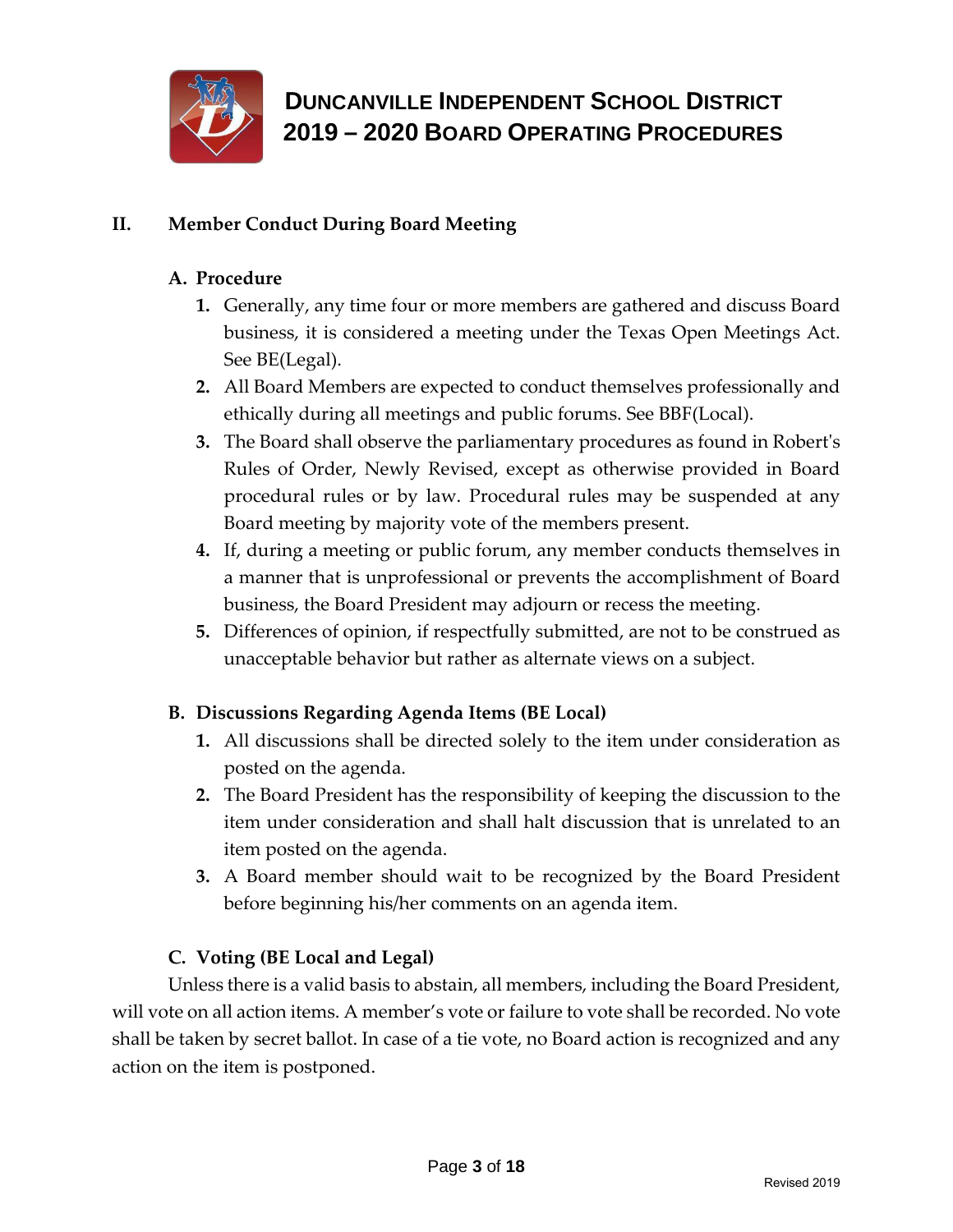## II. Member Conduct During Board Meeting

### A. Procedure

1. Generally, any time four or more members are gathered and discuss Board business, it is considered a meeting under the Texas Open Meetings Act. See BE(Legal).
2. All Board Members are expected to conduct themselves professionally and ethically during all meetings and public forums. See BBF(Local).
3. The Board shall observe the parliamentary procedures as found in Robert's Rules of Order, Newly Revised, except as otherwise provided in Board procedural rules or by law. Procedural rules may be suspended at any Board meeting by majority vote of the members present.
4. If, during a meeting or public forum, any member conducts themselves in a manner that is unprofessional or prevents the accomplishment of Board business, the Board President may adjourn or recess the meeting.
5. Differences of opinion, if respectfully submitted, are not to be construed as unacceptable behavior but rather as alternate views on a subject.

### B. Discussions Regarding Agenda Items (BE Local)

1. All discussions shall be directed solely to the item under consideration as posted on the agenda.
2. The Board President has the responsibility of keeping the discussion to the item under consideration and shall halt discussion that is unrelated to an item posted on the agenda.
3. A Board member should wait to be recognized by the Board President before beginning his/her comments on an agenda item.

### C. Voting (BE Local and Legal)

Unless there is a valid basis to abstain, all members, including the Board President, will vote on all action items. A member's vote or failure to vote shall be recorded. No vote shall be taken by secret ballot. In case of a tie vote, no Board action is recognized and any action on the item is postponed.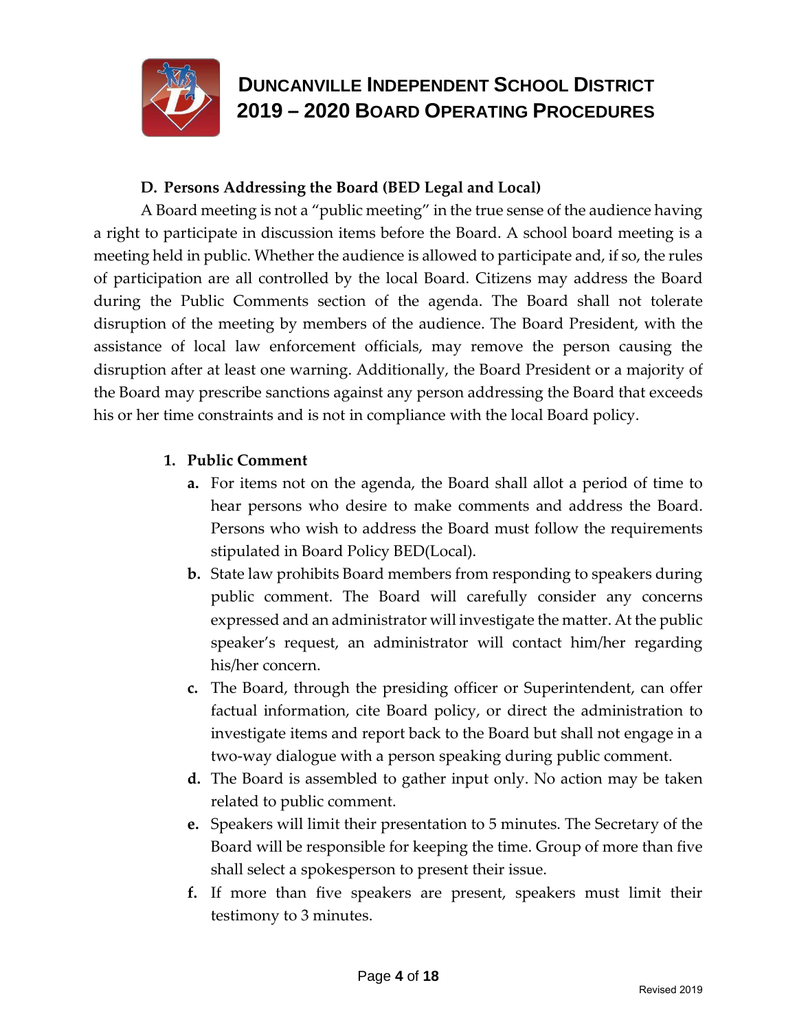### D. Persons Addressing the Board (BED Legal and Local)

A Board meeting is not a "public meeting" in the true sense of the audience having a right to participate in discussion items before the Board. A school board meeting is a meeting held in public. Whether the audience is allowed to participate and, if so, the rules of participation are all controlled by the local Board. Citizens may address the Board during the Public Comments section of the agenda. The Board shall not tolerate disruption of the meeting by members of the audience. The Board President, with the assistance of local law enforcement officials, may remove the person causing the disruption after at least one warning. Additionally, the Board President or a majority of the Board may prescribe sanctions against any person addressing the Board that exceeds his or her time constraints and is not in compliance with the local Board policy.

1. **Public Comment**
   - **a.** For items not on the agenda, the Board shall allot a period of time to hear persons who desire to make comments and address the Board. Persons who wish to address the Board must follow the requirements stipulated in Board Policy BED(Local).
   - **b.** State law prohibits Board members from responding to speakers during public comment. The Board will carefully consider any concerns expressed and an administrator will investigate the matter. At the public speaker's request, an administrator will contact him/her regarding his/her concern.
   - **c.** The Board, through the presiding officer or Superintendent, can offer factual information, cite Board policy, or direct the administration to investigate items and report back to the Board but shall not engage in a two-way dialogue with a person speaking during public comment.
   - **d.** The Board is assembled to gather input only. No action may be taken related to public comment.
   - **e.** Speakers will limit their presentation to 5 minutes. The Secretary of the Board will be responsible for keeping the time. Group of more than five shall select a spokesperson to present their issue.
   - **f.** If more than five speakers are present, speakers must limit their testimony to 3 minutes.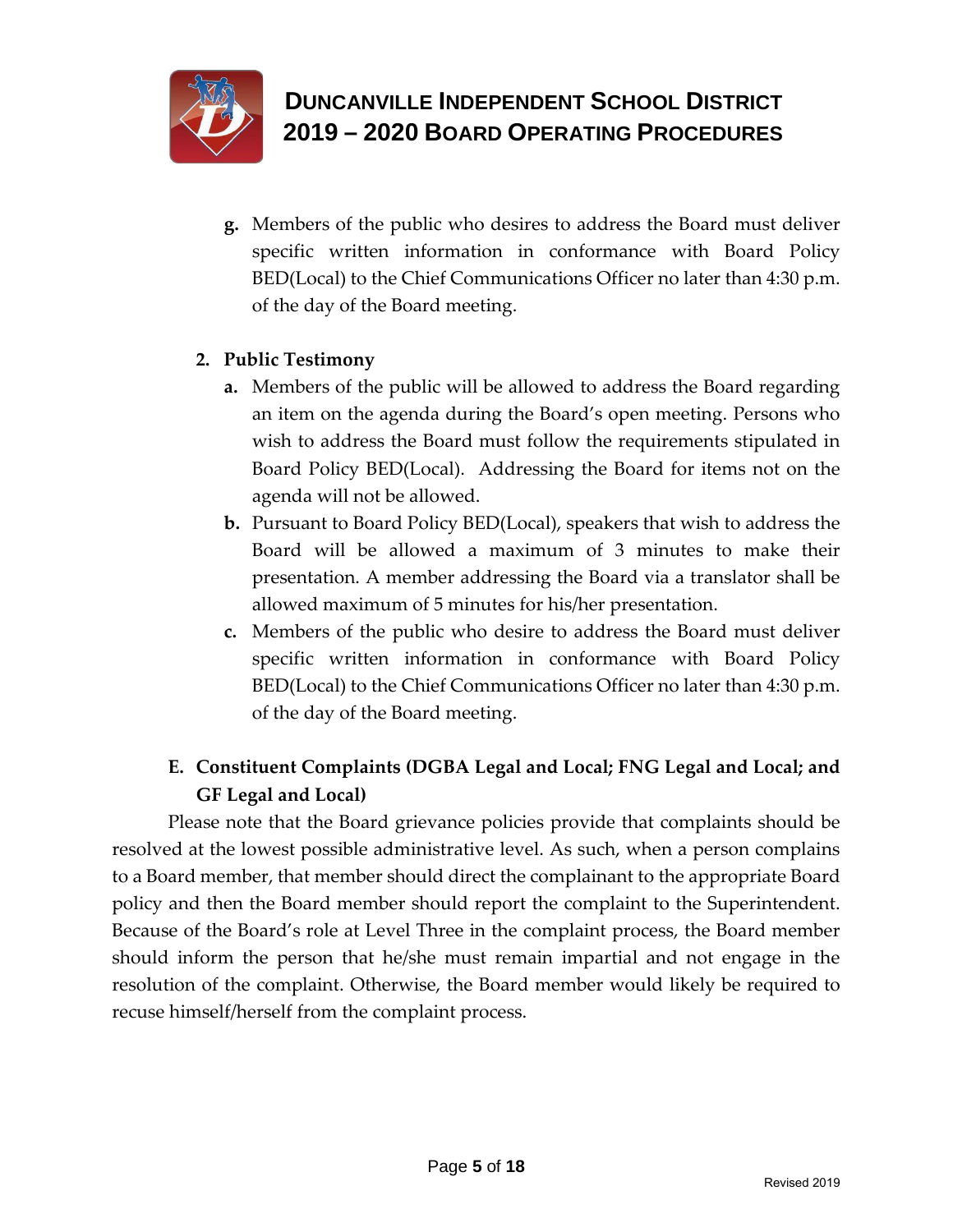g. Members of the public who desires to address the Board must deliver specific written information in conformance with Board Policy BED(Local) to the Chief Communications Officer no later than 4:30 p.m. of the day of the Board meeting.

2. **Public Testimony**
   a. Members of the public will be allowed to address the Board regarding an item on the agenda during the Board's open meeting. Persons who wish to address the Board must follow the requirements stipulated in Board Policy BED(Local). Addressing the Board for items not on the agenda will not be allowed.
   b. Pursuant to Board Policy BED(Local), speakers that wish to address the Board will be allowed a maximum of 3 minutes to make their presentation. A member addressing the Board via a translator shall be allowed maximum of 5 minutes for his/her presentation.
   c. Members of the public who desire to address the Board must deliver specific written information in conformance with Board Policy BED(Local) to the Chief Communications Officer no later than 4:30 p.m. of the day of the Board meeting.

**E. Constituent Complaints (DGBA Legal and Local; FNG Legal and Local; and GF Legal and Local)**

Please note that the Board grievance policies provide that complaints should be resolved at the lowest possible administrative level. As such, when a person complains to a Board member, that member should direct the complainant to the appropriate Board policy and then the Board member should report the complaint to the Superintendent. Because of the Board's role at Level Three in the complaint process, the Board member should inform the person that he/she must remain impartial and not engage in the resolution of the complaint. Otherwise, the Board member would likely be required to recuse himself/herself from the complaint process.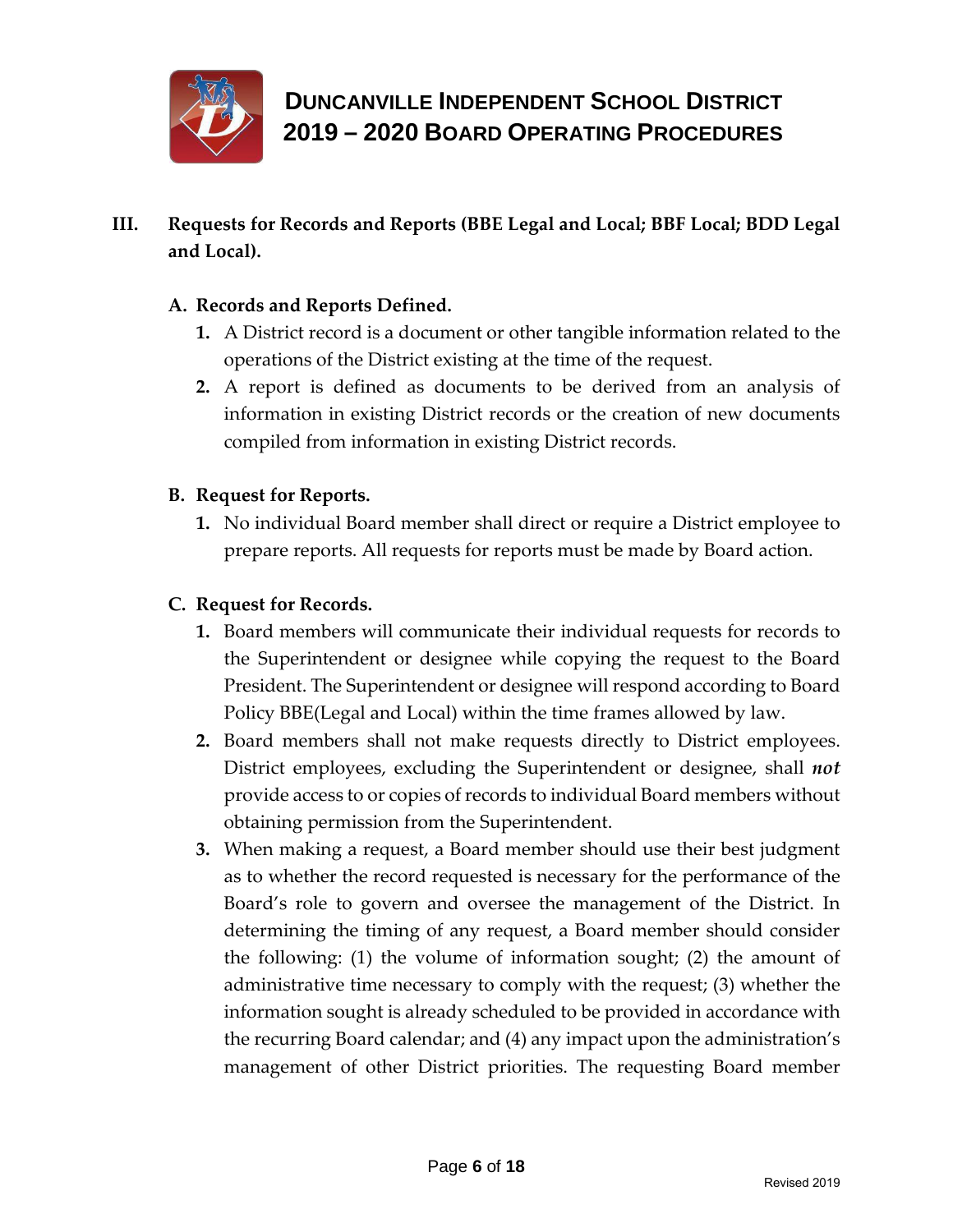## III. Requests for Records and Reports (BBE Legal and Local; BBF Local; BDD Legal and Local).

### A. Records and Reports Defined.

1. A District record is a document or other tangible information related to the operations of the District existing at the time of the request.
2. A report is defined as documents to be derived from an analysis of information in existing District records or the creation of new documents compiled from information in existing District records.

### B. Request for Reports.

1. No individual Board member shall direct or require a District employee to prepare reports. All requests for reports must be made by Board action.

### C. Request for Records.

1. Board members will communicate their individual requests for records to the Superintendent or designee while copying the request to the Board President. The Superintendent or designee will respond according to Board Policy BBE(Legal and Local) within the time frames allowed by law.
2. Board members shall not make requests directly to District employees. District employees, excluding the Superintendent or designee, shall ***not*** provide access to or copies of records to individual Board members without obtaining permission from the Superintendent.
3. When making a request, a Board member should use their best judgment as to whether the record requested is necessary for the performance of the Board's role to govern and oversee the management of the District. In determining the timing of any request, a Board member should consider the following: (1) the volume of information sought; (2) the amount of administrative time necessary to comply with the request; (3) whether the information sought is already scheduled to be provided in accordance with the recurring Board calendar; and (4) any impact upon the administration's management of other District priorities. The requesting Board member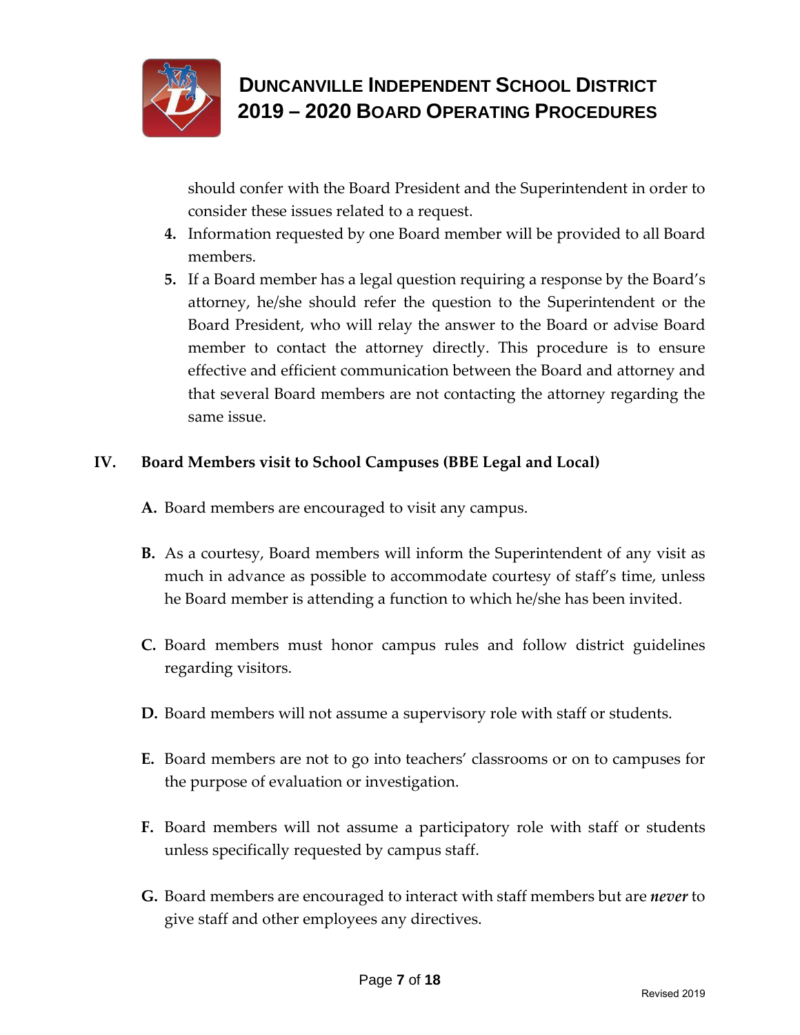should confer with the Board President and the Superintendent in order to consider these issues related to a request.

4. Information requested by one Board member will be provided to all Board members.
5. If a Board member has a legal question requiring a response by the Board's attorney, he/she should refer the question to the Superintendent or the Board President, who will relay the answer to the Board or advise Board member to contact the attorney directly. This procedure is to ensure effective and efficient communication between the Board and attorney and that several Board members are not contacting the attorney regarding the same issue.

## IV. Board Members visit to School Campuses (BBE Legal and Local)

**A.** Board members are encouraged to visit any campus.

**B.** As a courtesy, Board members will inform the Superintendent of any visit as much in advance as possible to accommodate courtesy of staff's time, unless he Board member is attending a function to which he/she has been invited.

**C.** Board members must honor campus rules and follow district guidelines regarding visitors.

**D.** Board members will not assume a supervisory role with staff or students.

**E.** Board members are not to go into teachers' classrooms or on to campuses for the purpose of evaluation or investigation.

**F.** Board members will not assume a participatory role with staff or students unless specifically requested by campus staff.

**G.** Board members are encouraged to interact with staff members but are ***never*** to give staff and other employees any directives.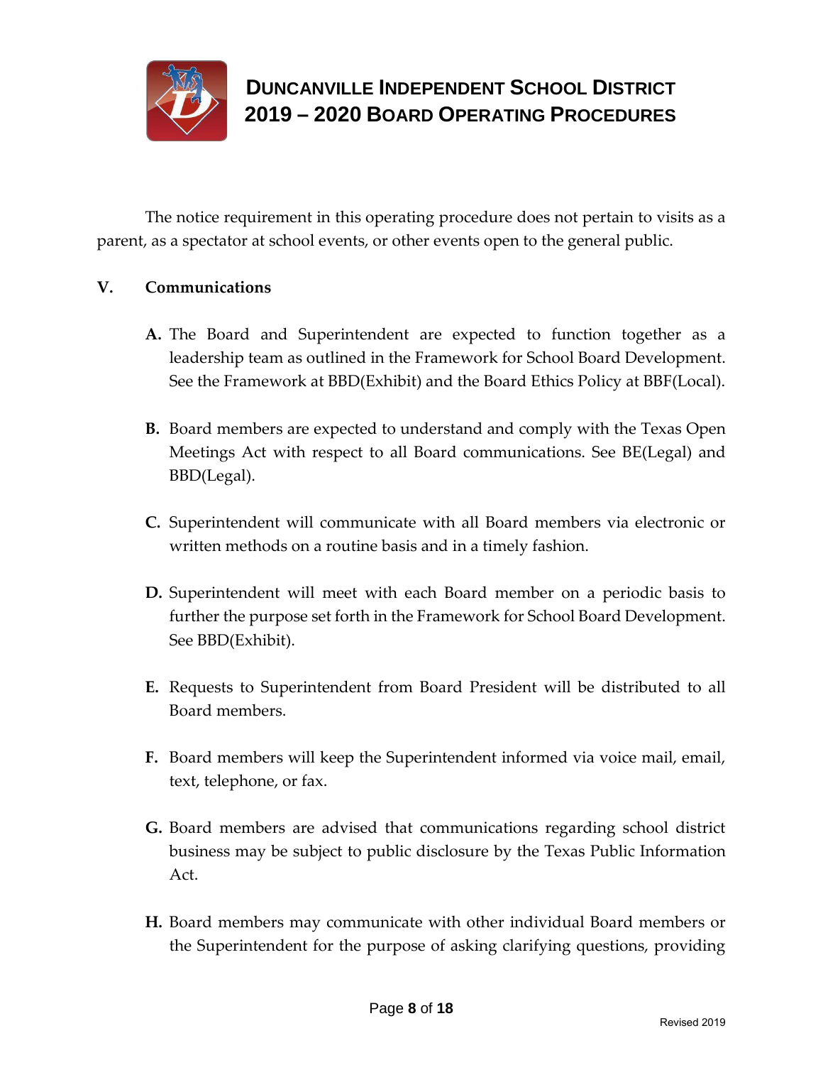The notice requirement in this operating procedure does not pertain to visits as a parent, as a spectator at school events, or other events open to the general public.

## V. Communications

**A.** The Board and Superintendent are expected to function together as a leadership team as outlined in the Framework for School Board Development. See the Framework at BBD(Exhibit) and the Board Ethics Policy at BBF(Local).

**B.** Board members are expected to understand and comply with the Texas Open Meetings Act with respect to all Board communications. See BE(Legal) and BBD(Legal).

**C.** Superintendent will communicate with all Board members via electronic or written methods on a routine basis and in a timely fashion.

**D.** Superintendent will meet with each Board member on a periodic basis to further the purpose set forth in the Framework for School Board Development. See BBD(Exhibit).

**E.** Requests to Superintendent from Board President will be distributed to all Board members.

**F.** Board members will keep the Superintendent informed via voice mail, email, text, telephone, or fax.

**G.** Board members are advised that communications regarding school district business may be subject to public disclosure by the Texas Public Information Act.

**H.** Board members may communicate with other individual Board members or the Superintendent for the purpose of asking clarifying questions, providing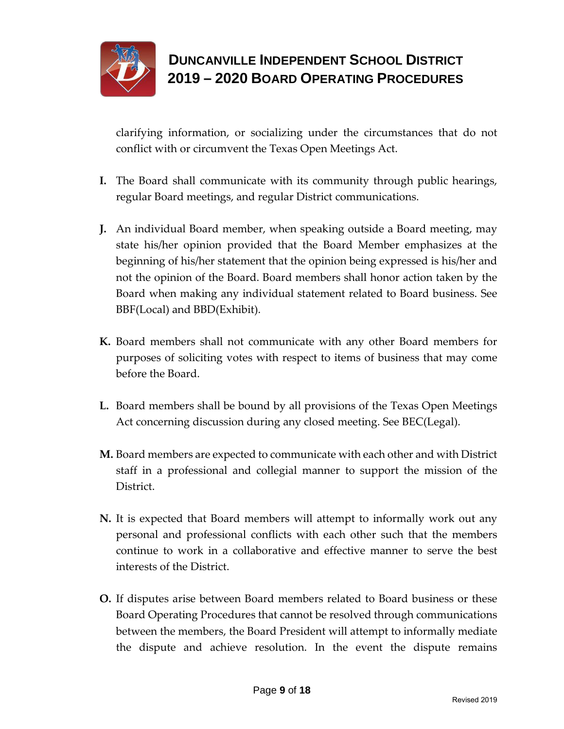clarifying information, or socializing under the circumstances that do not conflict with or circumvent the Texas Open Meetings Act.

**I.** The Board shall communicate with its community through public hearings, regular Board meetings, and regular District communications.

**J.** An individual Board member, when speaking outside a Board meeting, may state his/her opinion provided that the Board Member emphasizes at the beginning of his/her statement that the opinion being expressed is his/her and not the opinion of the Board. Board members shall honor action taken by the Board when making any individual statement related to Board business. See BBF(Local) and BBD(Exhibit).

**K.** Board members shall not communicate with any other Board members for purposes of soliciting votes with respect to items of business that may come before the Board.

**L.** Board members shall be bound by all provisions of the Texas Open Meetings Act concerning discussion during any closed meeting. See BEC(Legal).

**M.** Board members are expected to communicate with each other and with District staff in a professional and collegial manner to support the mission of the District.

**N.** It is expected that Board members will attempt to informally work out any personal and professional conflicts with each other such that the members continue to work in a collaborative and effective manner to serve the best interests of the District.

**O.** If disputes arise between Board members related to Board business or these Board Operating Procedures that cannot be resolved through communications between the members, the Board President will attempt to informally mediate the dispute and achieve resolution. In the event the dispute remains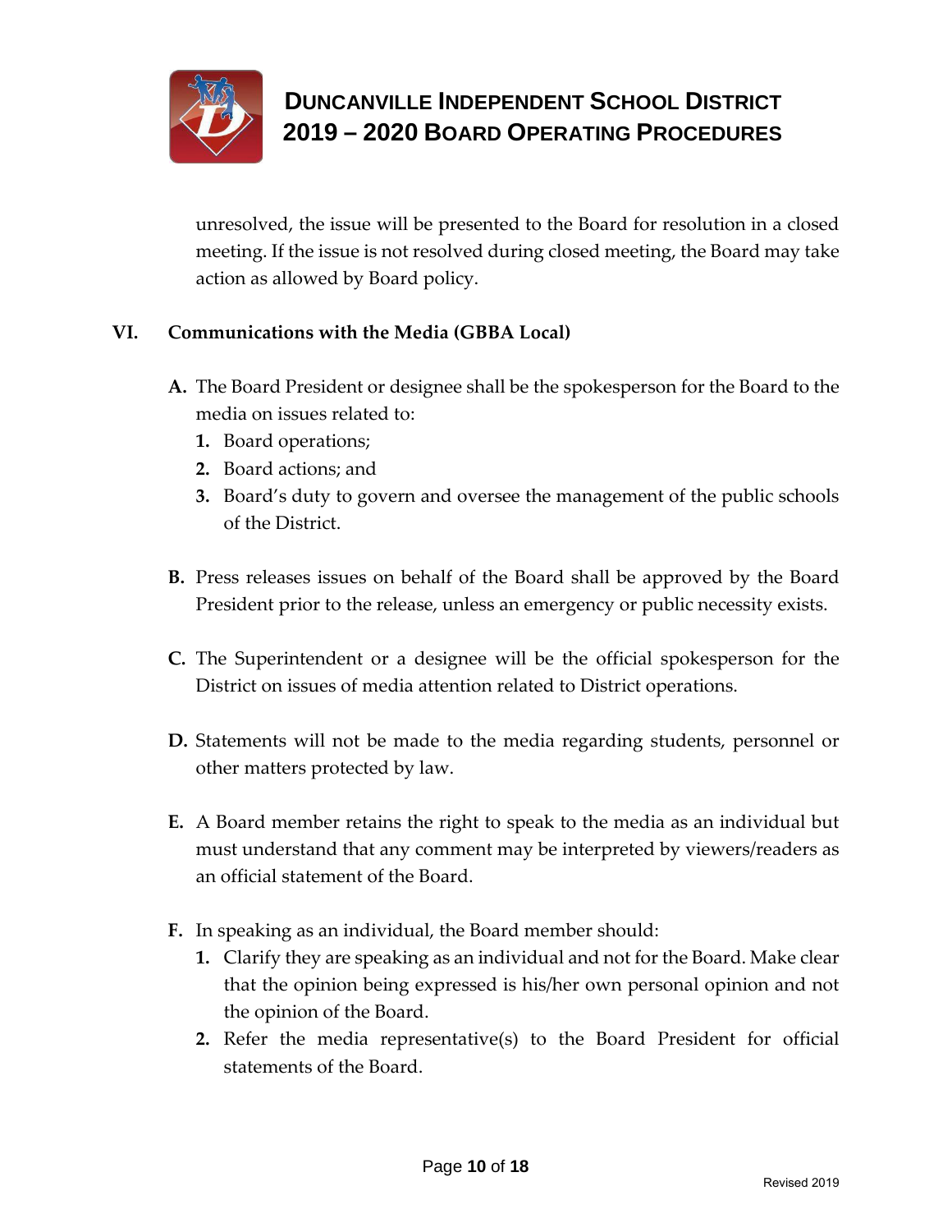unresolved, the issue will be presented to the Board for resolution in a closed meeting. If the issue is not resolved during closed meeting, the Board may take action as allowed by Board policy.

## VI. Communications with the Media (GBBA Local)

**A.** The Board President or designee shall be the spokesperson for the Board to the media on issues related to:

1. Board operations;
2. Board actions; and
3. Board's duty to govern and oversee the management of the public schools of the District.

**B.** Press releases issues on behalf of the Board shall be approved by the Board President prior to the release, unless an emergency or public necessity exists.

**C.** The Superintendent or a designee will be the official spokesperson for the District on issues of media attention related to District operations.

**D.** Statements will not be made to the media regarding students, personnel or other matters protected by law.

**E.** A Board member retains the right to speak to the media as an individual but must understand that any comment may be interpreted by viewers/readers as an official statement of the Board.

**F.** In speaking as an individual, the Board member should:

1. Clarify they are speaking as an individual and not for the Board. Make clear that the opinion being expressed is his/her own personal opinion and not the opinion of the Board.
2. Refer the media representative(s) to the Board President for official statements of the Board.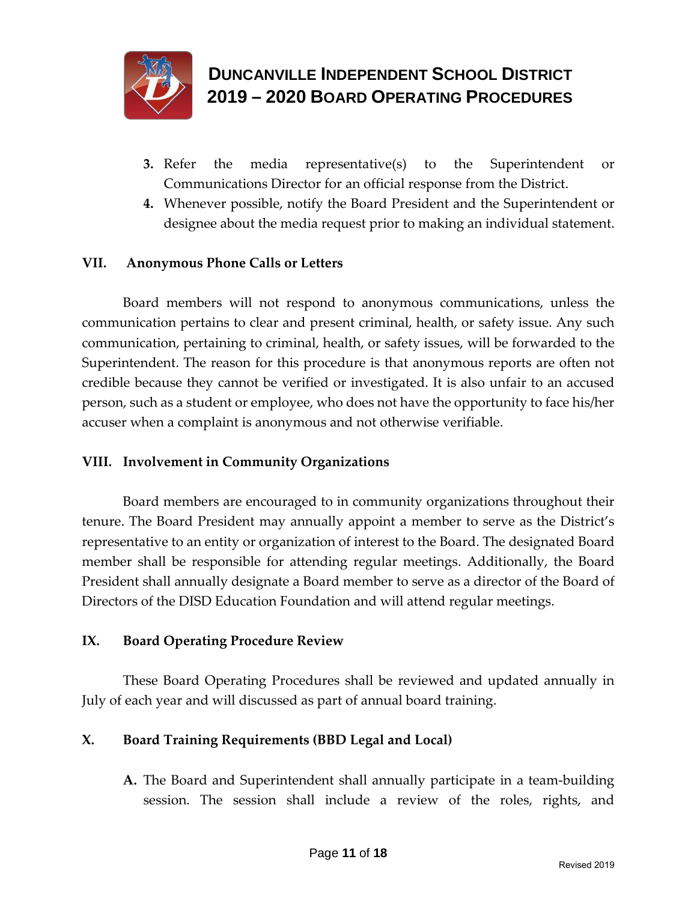3. Refer the media representative(s) to the Superintendent or Communications Director for an official response from the District.
4. Whenever possible, notify the Board President and the Superintendent or designee about the media request prior to making an individual statement.

## VII. Anonymous Phone Calls or Letters

Board members will not respond to anonymous communications, unless the communication pertains to clear and present criminal, health, or safety issue. Any such communication, pertaining to criminal, health, or safety issues, will be forwarded to the Superintendent. The reason for this procedure is that anonymous reports are often not credible because they cannot be verified or investigated. It is also unfair to an accused person, such as a student or employee, who does not have the opportunity to face his/her accuser when a complaint is anonymous and not otherwise verifiable.

## VIII. Involvement in Community Organizations

Board members are encouraged to in community organizations throughout their tenure. The Board President may annually appoint a member to serve as the District's representative to an entity or organization of interest to the Board. The designated Board member shall be responsible for attending regular meetings. Additionally, the Board President shall annually designate a Board member to serve as a director of the Board of Directors of the DISD Education Foundation and will attend regular meetings.

## IX. Board Operating Procedure Review

These Board Operating Procedures shall be reviewed and updated annually in July of each year and will discussed as part of annual board training.

## X. Board Training Requirements (BBD Legal and Local)

A. The Board and Superintendent shall annually participate in a team-building session. The session shall include a review of the roles, rights, and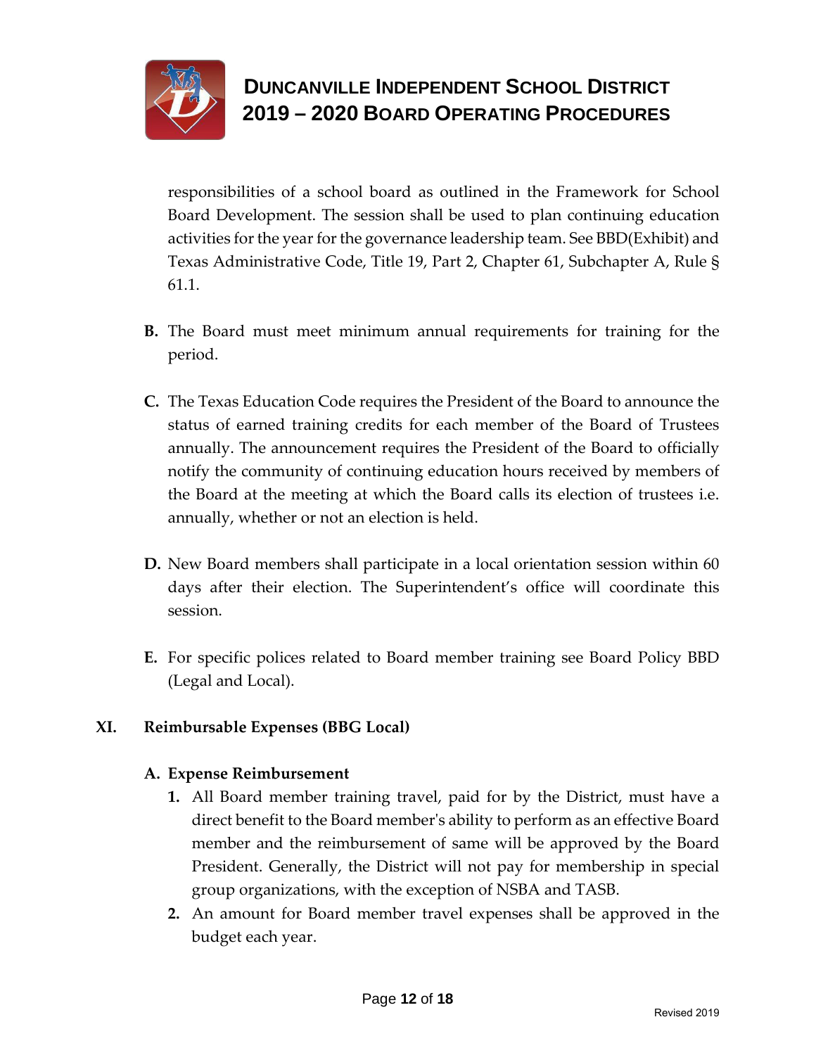responsibilities of a school board as outlined in the Framework for School Board Development. The session shall be used to plan continuing education activities for the year for the governance leadership team. See BBD(Exhibit) and Texas Administrative Code, Title 19, Part 2, Chapter 61, Subchapter A, Rule § 61.1.

**B.** The Board must meet minimum annual requirements for training for the period.

**C.** The Texas Education Code requires the President of the Board to announce the status of earned training credits for each member of the Board of Trustees annually. The announcement requires the President of the Board to officially notify the community of continuing education hours received by members of the Board at the meeting at which the Board calls its election of trustees i.e. annually, whether or not an election is held.

**D.** New Board members shall participate in a local orientation session within 60 days after their election. The Superintendent's office will coordinate this session.

**E.** For specific polices related to Board member training see Board Policy BBD (Legal and Local).

## XI. Reimbursable Expenses (BBG Local)

### A. Expense Reimbursement

1. All Board member training travel, paid for by the District, must have a direct benefit to the Board member's ability to perform as an effective Board member and the reimbursement of same will be approved by the Board President. Generally, the District will not pay for membership in special group organizations, with the exception of NSBA and TASB.
2. An amount for Board member travel expenses shall be approved in the budget each year.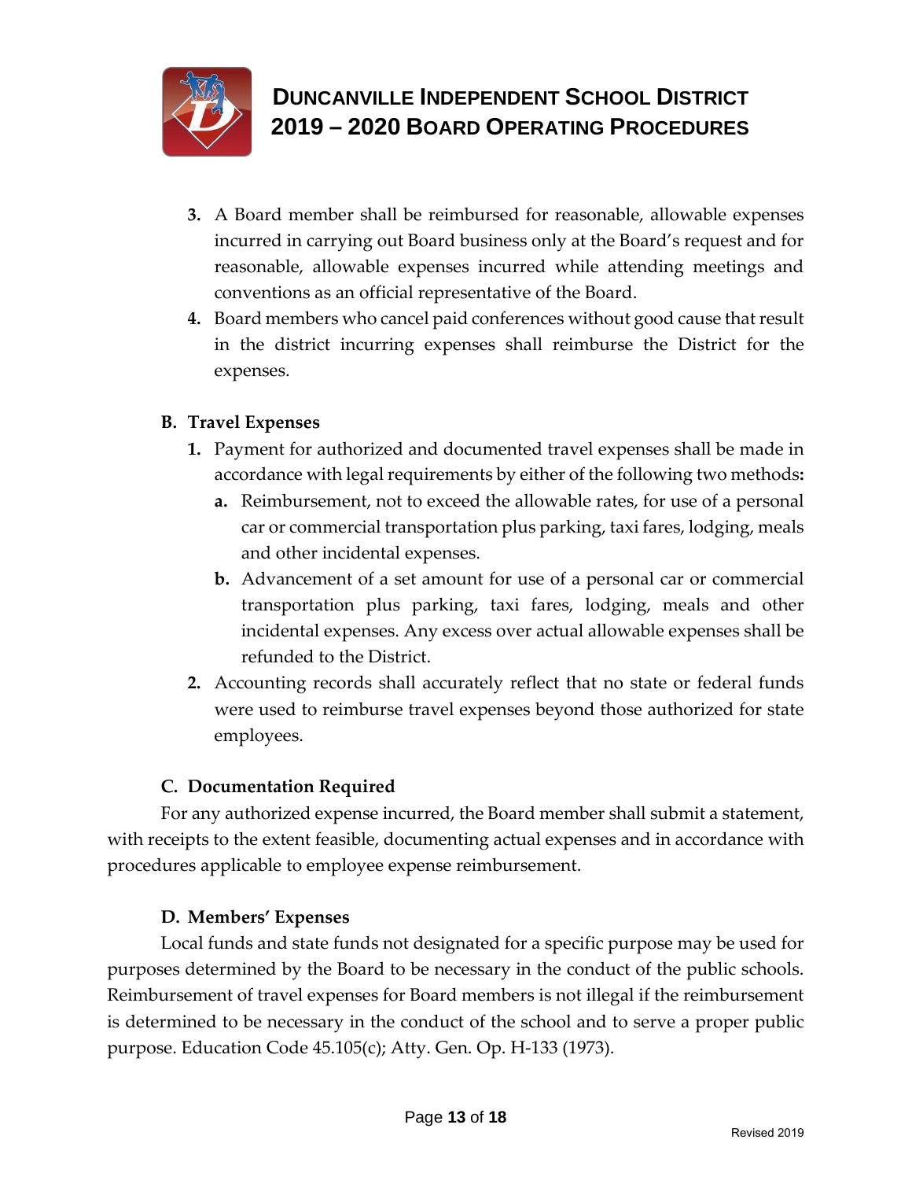3. A Board member shall be reimbursed for reasonable, allowable expenses incurred in carrying out Board business only at the Board's request and for reasonable, allowable expenses incurred while attending meetings and conventions as an official representative of the Board.
4. Board members who cancel paid conferences without good cause that result in the district incurring expenses shall reimburse the District for the expenses.

**B. Travel Expenses**

1. Payment for authorized and documented travel expenses shall be made in accordance with legal requirements by either of the following two methods**:**
   a. Reimbursement, not to exceed the allowable rates, for use of a personal car or commercial transportation plus parking, taxi fares, lodging, meals and other incidental expenses.
   b. Advancement of a set amount for use of a personal car or commercial transportation plus parking, taxi fares, lodging, meals and other incidental expenses. Any excess over actual allowable expenses shall be refunded to the District.
2. Accounting records shall accurately reflect that no state or federal funds were used to reimburse travel expenses beyond those authorized for state employees.

**C. Documentation Required**

For any authorized expense incurred, the Board member shall submit a statement, with receipts to the extent feasible, documenting actual expenses and in accordance with procedures applicable to employee expense reimbursement.

**D. Members' Expenses**

Local funds and state funds not designated for a specific purpose may be used for purposes determined by the Board to be necessary in the conduct of the public schools. Reimbursement of travel expenses for Board members is not illegal if the reimbursement is determined to be necessary in the conduct of the school and to serve a proper public purpose. Education Code 45.105(c); Atty. Gen. Op. H-133 (1973).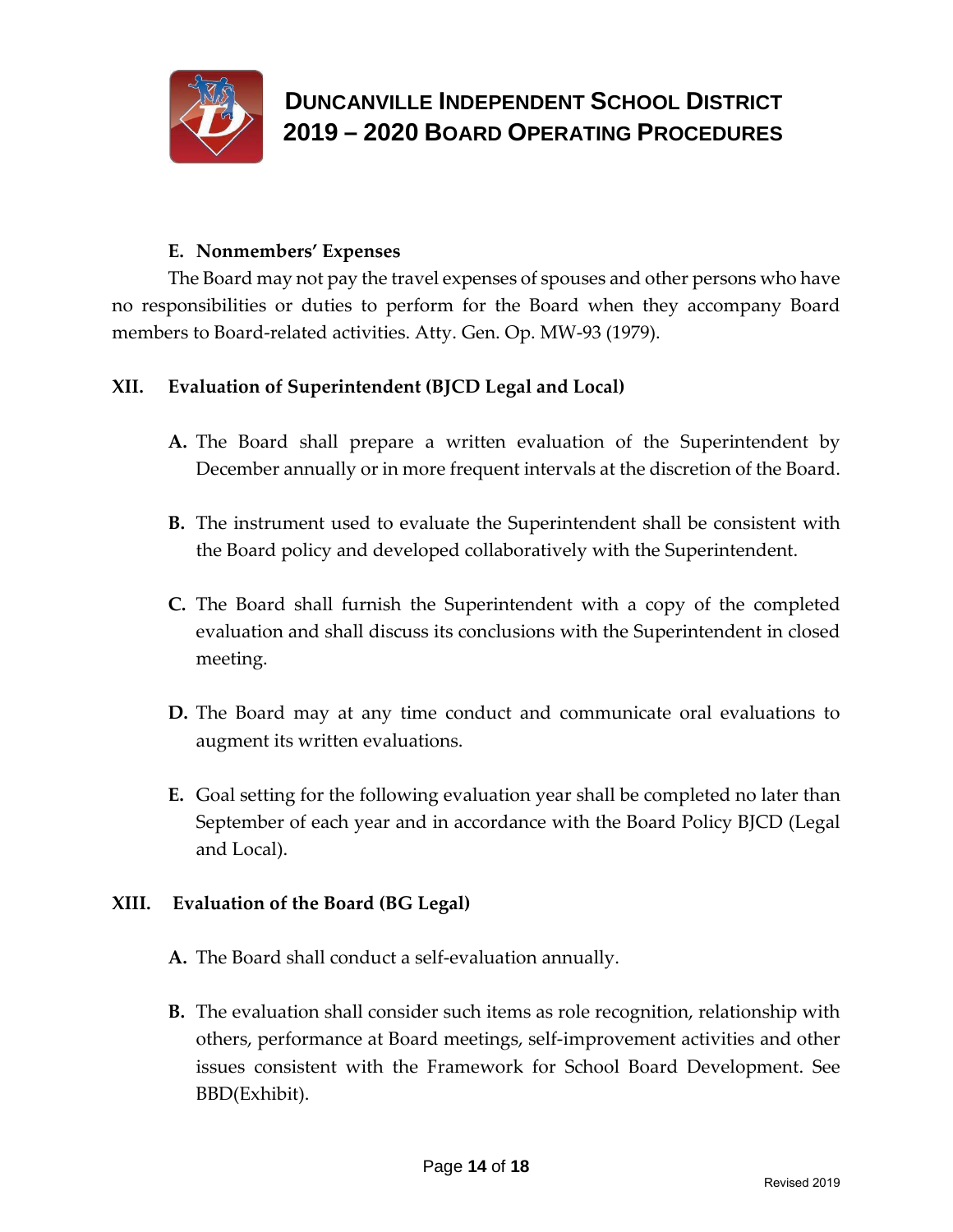### E. Nonmembers' Expenses

The Board may not pay the travel expenses of spouses and other persons who have no responsibilities or duties to perform for the Board when they accompany Board members to Board-related activities. Atty. Gen. Op. MW-93 (1979).

## XII. Evaluation of Superintendent (BJCD Legal and Local)

**A.** The Board shall prepare a written evaluation of the Superintendent by December annually or in more frequent intervals at the discretion of the Board.

**B.** The instrument used to evaluate the Superintendent shall be consistent with the Board policy and developed collaboratively with the Superintendent.

**C.** The Board shall furnish the Superintendent with a copy of the completed evaluation and shall discuss its conclusions with the Superintendent in closed meeting.

**D.** The Board may at any time conduct and communicate oral evaluations to augment its written evaluations.

**E.** Goal setting for the following evaluation year shall be completed no later than September of each year and in accordance with the Board Policy BJCD (Legal and Local).

## XIII. Evaluation of the Board (BG Legal)

**A.** The Board shall conduct a self-evaluation annually.

**B.** The evaluation shall consider such items as role recognition, relationship with others, performance at Board meetings, self-improvement activities and other issues consistent with the Framework for School Board Development. See BBD(Exhibit).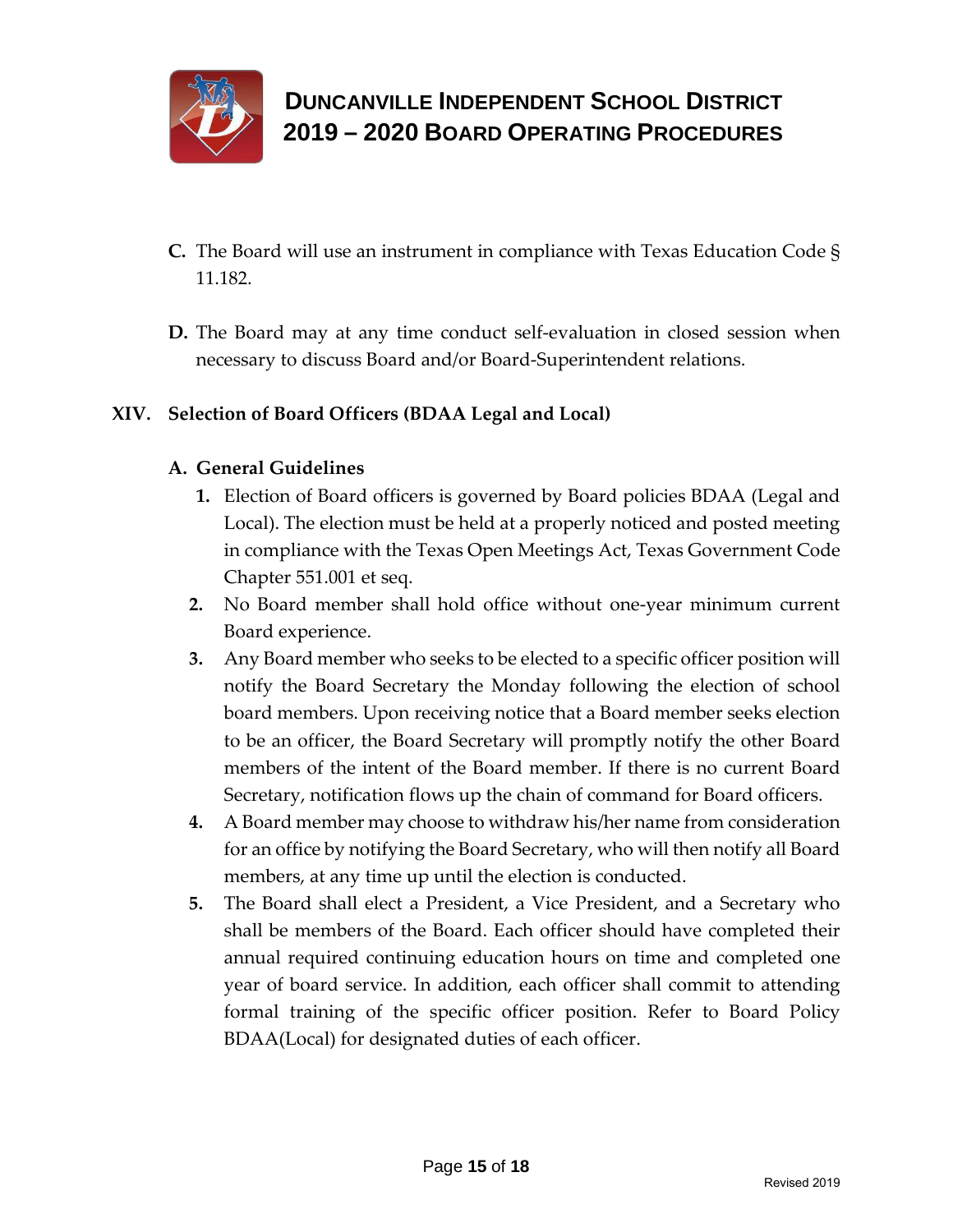**C.** The Board will use an instrument in compliance with Texas Education Code § 11.182.

**D.** The Board may at any time conduct self-evaluation in closed session when necessary to discuss Board and/or Board-Superintendent relations.

## XIV. Selection of Board Officers (BDAA Legal and Local)

### A. General Guidelines

1. Election of Board officers is governed by Board policies BDAA (Legal and Local). The election must be held at a properly noticed and posted meeting in compliance with the Texas Open Meetings Act, Texas Government Code Chapter 551.001 et seq.
2. No Board member shall hold office without one-year minimum current Board experience.
3. Any Board member who seeks to be elected to a specific officer position will notify the Board Secretary the Monday following the election of school board members. Upon receiving notice that a Board member seeks election to be an officer, the Board Secretary will promptly notify the other Board members of the intent of the Board member. If there is no current Board Secretary, notification flows up the chain of command for Board officers.
4. A Board member may choose to withdraw his/her name from consideration for an office by notifying the Board Secretary, who will then notify all Board members, at any time up until the election is conducted.
5. The Board shall elect a President, a Vice President, and a Secretary who shall be members of the Board. Each officer should have completed their annual required continuing education hours on time and completed one year of board service. In addition, each officer shall commit to attending formal training of the specific officer position. Refer to Board Policy BDAA(Local) for designated duties of each officer.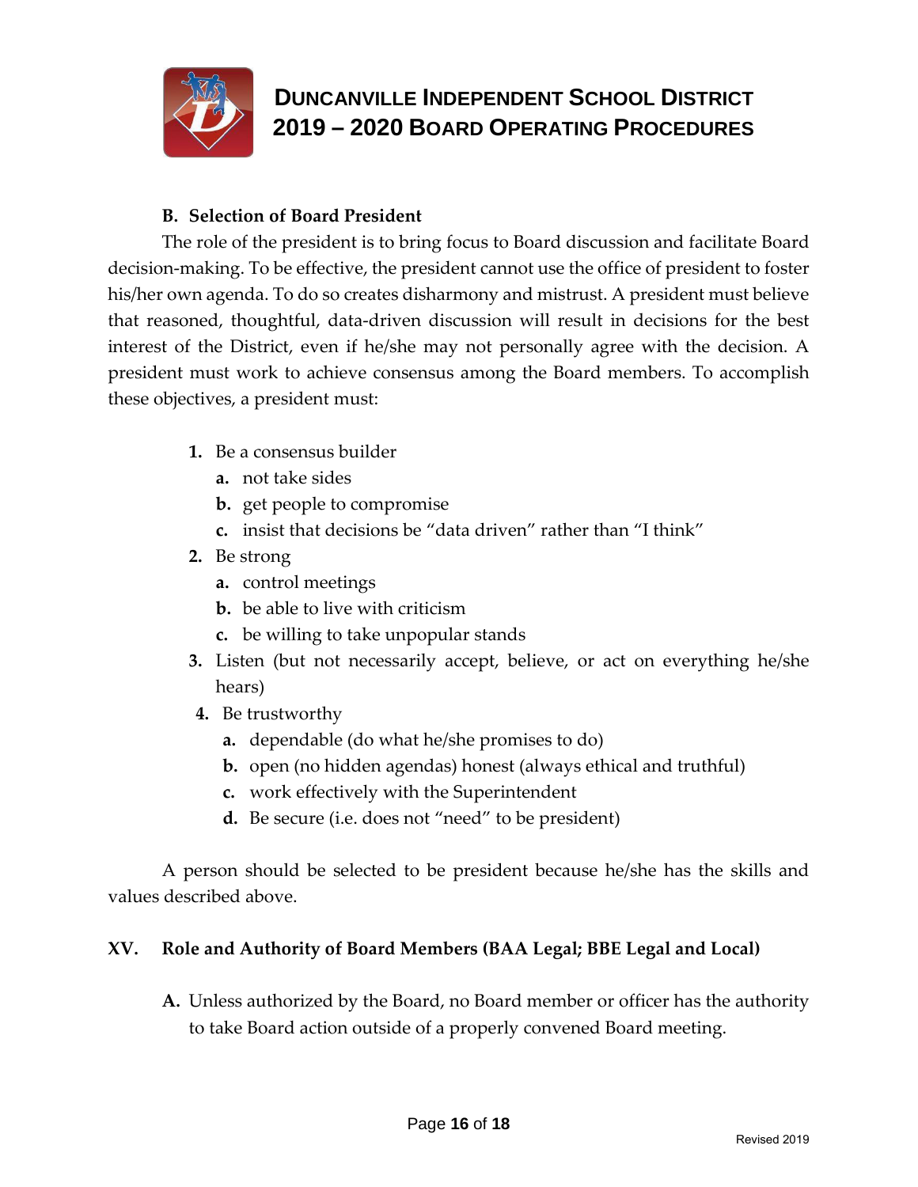### B. Selection of Board President

The role of the president is to bring focus to Board discussion and facilitate Board decision-making. To be effective, the president cannot use the office of president to foster his/her own agenda. To do so creates disharmony and mistrust. A president must believe that reasoned, thoughtful, data-driven discussion will result in decisions for the best interest of the District, even if he/she may not personally agree with the decision. A president must work to achieve consensus among the Board members. To accomplish these objectives, a president must:

1. Be a consensus builder
   a. not take sides
   b. get people to compromise
   c. insist that decisions be "data driven" rather than "I think"
2. Be strong
   a. control meetings
   b. be able to live with criticism
   c. be willing to take unpopular stands
3. Listen (but not necessarily accept, believe, or act on everything he/she hears)
4. Be trustworthy
   a. dependable (do what he/she promises to do)
   b. open (no hidden agendas) honest (always ethical and truthful)
   c. work effectively with the Superintendent
   d. Be secure (i.e. does not "need" to be president)

A person should be selected to be president because he/she has the skills and values described above.

## XV. Role and Authority of Board Members (BAA Legal; BBE Legal and Local)

**A.** Unless authorized by the Board, no Board member or officer has the authority to take Board action outside of a properly convened Board meeting.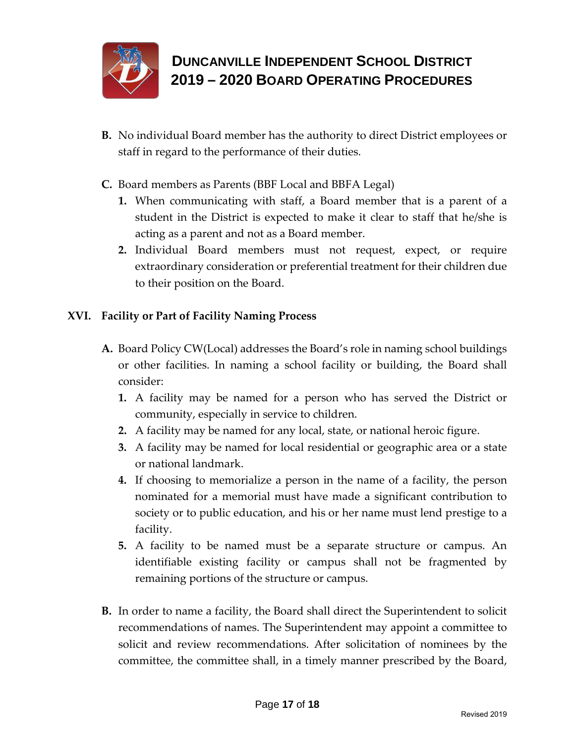**B.** No individual Board member has the authority to direct District employees or staff in regard to the performance of their duties.

**C.** Board members as Parents (BBF Local and BBFA Legal)

1. When communicating with staff, a Board member that is a parent of a student in the District is expected to make it clear to staff that he/she is acting as a parent and not as a Board member.
2. Individual Board members must not request, expect, or require extraordinary consideration or preferential treatment for their children due to their position on the Board.

## XVI. Facility or Part of Facility Naming Process

**A.** Board Policy CW(Local) addresses the Board's role in naming school buildings or other facilities. In naming a school facility or building, the Board shall consider:

1. A facility may be named for a person who has served the District or community, especially in service to children.
2. A facility may be named for any local, state, or national heroic figure.
3. A facility may be named for local residential or geographic area or a state or national landmark.
4. If choosing to memorialize a person in the name of a facility, the person nominated for a memorial must have made a significant contribution to society or to public education, and his or her name must lend prestige to a facility.
5. A facility to be named must be a separate structure or campus. An identifiable existing facility or campus shall not be fragmented by remaining portions of the structure or campus.

**B.** In order to name a facility, the Board shall direct the Superintendent to solicit recommendations of names. The Superintendent may appoint a committee to solicit and review recommendations. After solicitation of nominees by the committee, the committee shall, in a timely manner prescribed by the Board,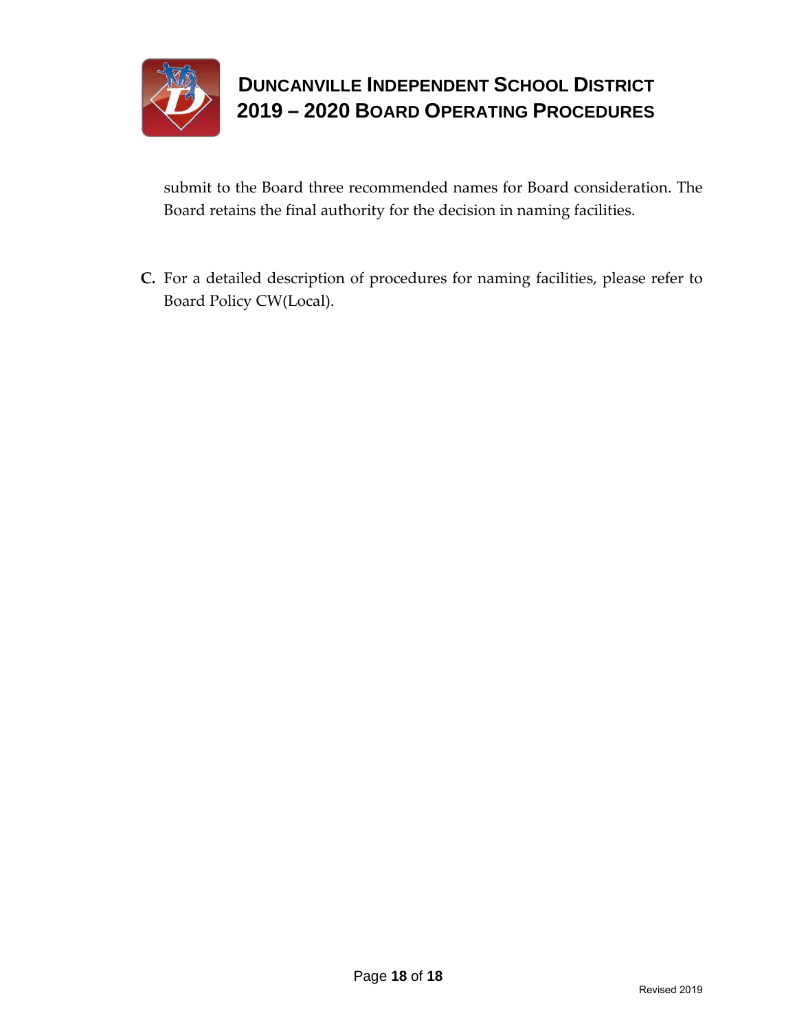submit to the Board three recommended names for Board consideration. The Board retains the final authority for the decision in naming facilities.

**C.** For a detailed description of procedures for naming facilities, please refer to Board Policy CW(Local).